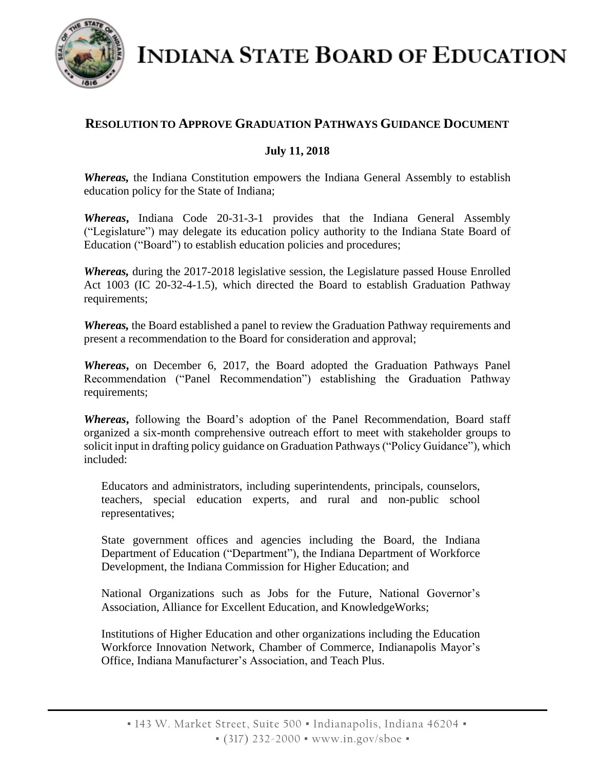# INDIANA STATE BOARD OF EDUCATION

## RESOLUTION TO APPROVE GRADUATION PATHWAYS GUIDANCE DOCUMENT

**July 11, 2018**

***Whereas,*** the Indiana Constitution empowers the Indiana General Assembly to establish education policy for the State of Indiana;

***Whereas*,** Indiana Code 20-31-3-1 provides that the Indiana General Assembly ("Legislature") may delegate its education policy authority to the Indiana State Board of Education ("Board") to establish education policies and procedures;

***Whereas,*** during the 2017-2018 legislative session, the Legislature passed House Enrolled Act 1003 (IC 20-32-4-1.5), which directed the Board to establish Graduation Pathway requirements;

***Whereas,*** the Board established a panel to review the Graduation Pathway requirements and present a recommendation to the Board for consideration and approval;

***Whereas*,** on December 6, 2017, the Board adopted the Graduation Pathways Panel Recommendation ("Panel Recommendation") establishing the Graduation Pathway requirements;

***Whereas*,** following the Board's adoption of the Panel Recommendation, Board staff organized a six-month comprehensive outreach effort to meet with stakeholder groups to solicit input in drafting policy guidance on Graduation Pathways ("Policy Guidance"), which included:

> Educators and administrators, including superintendents, principals, counselors, teachers, special education experts, and rural and non-public school representatives;
>
> State government offices and agencies including the Board, the Indiana Department of Education ("Department"), the Indiana Department of Workforce Development, the Indiana Commission for Higher Education; and
>
> National Organizations such as Jobs for the Future, National Governor's Association, Alliance for Excellent Education, and KnowledgeWorks;
>
> Institutions of Higher Education and other organizations including the Education Workforce Innovation Network, Chamber of Commerce, Indianapolis Mayor's Office, Indiana Manufacturer's Association, and Teach Plus.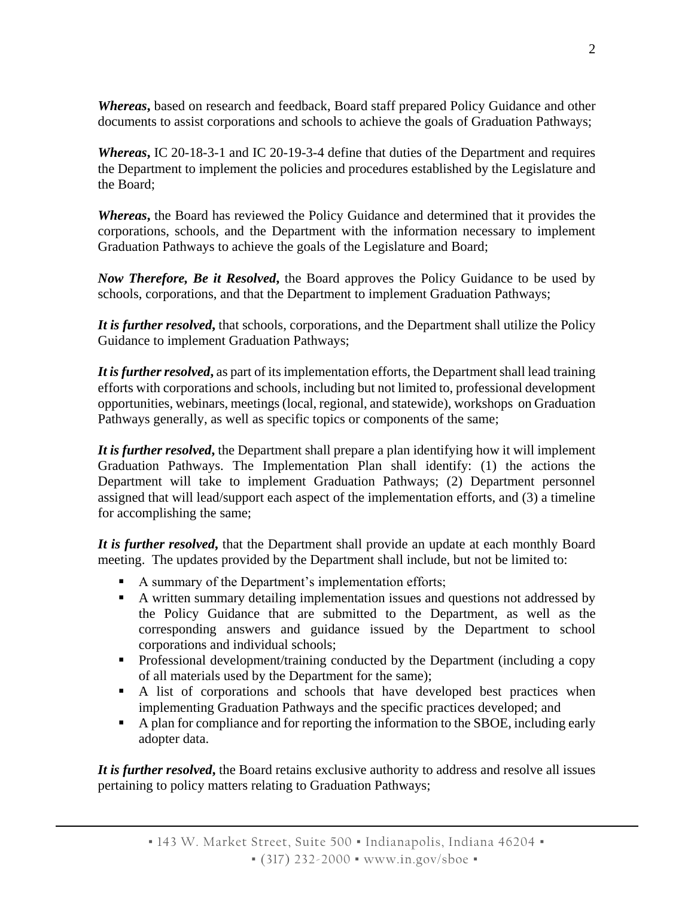***Whereas*,** based on research and feedback, Board staff prepared Policy Guidance and other documents to assist corporations and schools to achieve the goals of Graduation Pathways;

***Whereas*,** IC 20-18-3-1 and IC 20-19-3-4 define that duties of the Department and requires the Department to implement the policies and procedures established by the Legislature and the Board;

***Whereas*,** the Board has reviewed the Policy Guidance and determined that it provides the corporations, schools, and the Department with the information necessary to implement Graduation Pathways to achieve the goals of the Legislature and Board;

***Now Therefore, Be it Resolved*,** the Board approves the Policy Guidance to be used by schools, corporations, and that the Department to implement Graduation Pathways;

***It is further resolved*,** that schools, corporations, and the Department shall utilize the Policy Guidance to implement Graduation Pathways;

***It is further resolved*,** as part of its implementation efforts, the Department shall lead training efforts with corporations and schools, including but not limited to, professional development opportunities, webinars, meetings (local, regional, and statewide), workshops on Graduation Pathways generally, as well as specific topics or components of the same;

***It is further resolved*,** the Department shall prepare a plan identifying how it will implement Graduation Pathways. The Implementation Plan shall identify: (1) the actions the Department will take to implement Graduation Pathways; (2) Department personnel assigned that will lead/support each aspect of the implementation efforts, and (3) a timeline for accomplishing the same;

***It is further resolved*,** that the Department shall provide an update at each monthly Board meeting. The updates provided by the Department shall include, but not be limited to:

- A summary of the Department's implementation efforts;
- A written summary detailing implementation issues and questions not addressed by the Policy Guidance that are submitted to the Department, as well as the corresponding answers and guidance issued by the Department to school corporations and individual schools;
- Professional development/training conducted by the Department (including a copy of all materials used by the Department for the same);
- A list of corporations and schools that have developed best practices when implementing Graduation Pathways and the specific practices developed; and
- A plan for compliance and for reporting the information to the SBOE, including early adopter data.

***It is further resolved*,** the Board retains exclusive authority to address and resolve all issues pertaining to policy matters relating to Graduation Pathways;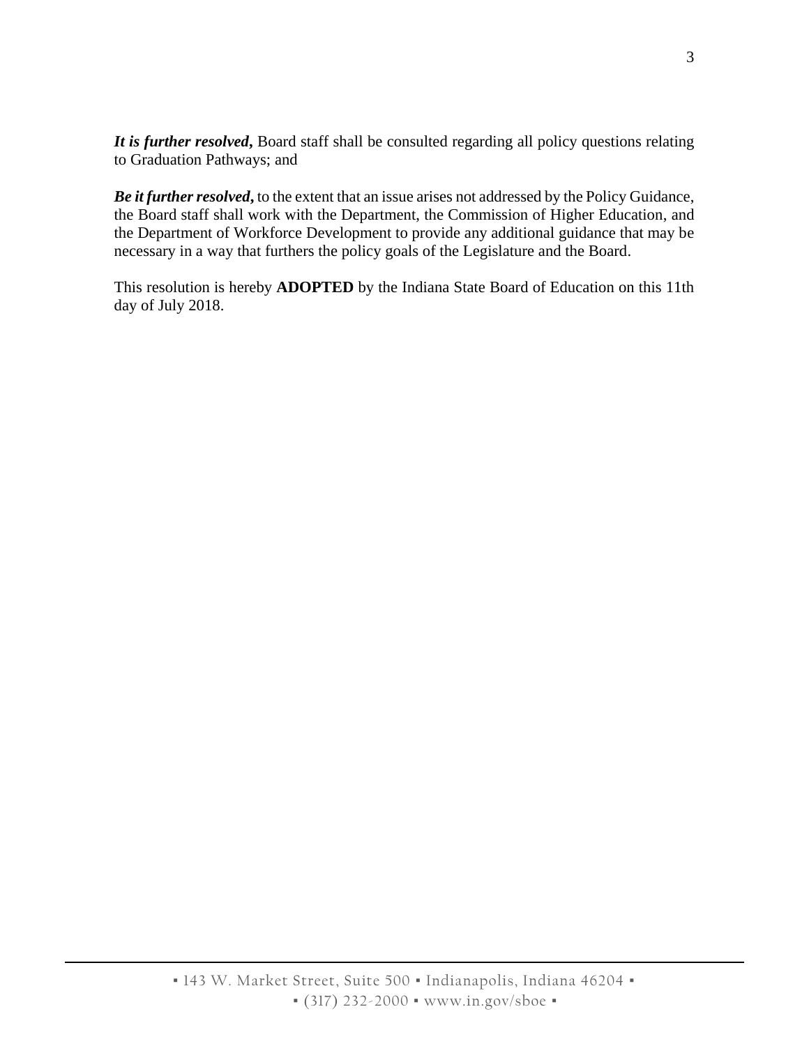***It is further resolved*,** Board staff shall be consulted regarding all policy questions relating to Graduation Pathways; and

***Be it further resolved*,** to the extent that an issue arises not addressed by the Policy Guidance, the Board staff shall work with the Department, the Commission of Higher Education, and the Department of Workforce Development to provide any additional guidance that may be necessary in a way that furthers the policy goals of the Legislature and the Board.

This resolution is hereby **ADOPTED** by the Indiana State Board of Education on this 11th day of July 2018.